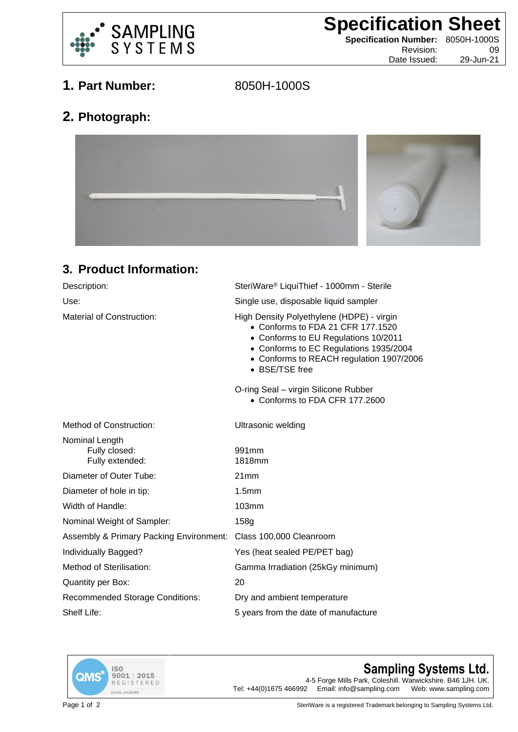# Specification Sheet

**Specification Number:** 8050H-1000S
Revision: 09
Date Issued: 29-Jun-21

## 1. Part Number: 8050H-1000S

## 2. Photograph:

## 3. Product Information:

| | |
|---|---|
| Description: | SteriWare® LiquiThief - 1000mm - Sterile |
| Use: | Single use, disposable liquid sampler |
| Material of Construction: | High Density Polyethylene (HDPE) - virgin<br>• Conforms to FDA 21 CFR 177.1520<br>• Conforms to EU Regulations 10/2011<br>• Conforms to EC Regulations 1935/2004<br>• Conforms to REACH regulation 1907/2006<br>• BSE/TSE free<br><br>O-ring Seal – virgin Silicone Rubber<br>• Conforms to FDA CFR 177.2600 |
| Method of Construction: | Ultrasonic welding |
| Nominal Length<br>Fully closed:<br>Fully extended: | <br>991mm<br>1818mm |
| Diameter of Outer Tube: | 21mm |
| Diameter of hole in tip: | 1.5mm |
| Width of Handle: | 103mm |
| Nominal Weight of Sampler: | 158g |
| Assembly & Primary Packing Environment: | Class 100,000 Cleanroom |
| Individually Bagged? | Yes (heat sealed PE/PET bag) |
| Method of Sterilisation: | Gamma Irradiation (25kGy minimum) |
| Quantity per Box: | 20 |
| Recommended Storage Conditions: | Dry and ambient temperature |
| Shelf Life: | 5 years from the date of manufacture |

QMS ISO 9001 : 2015 REGISTERED Cert No. 14128455

**Sampling Systems Ltd.**
4-5 Forge Mills Park, Coleshill. Warwickshire. B46 1JH. UK.
Tel: +44(0)1675 466992 Email: info@sampling.com Web: www.sampling.com

SteriWare is a registered Trademark belonging to Sampling Systems Ltd.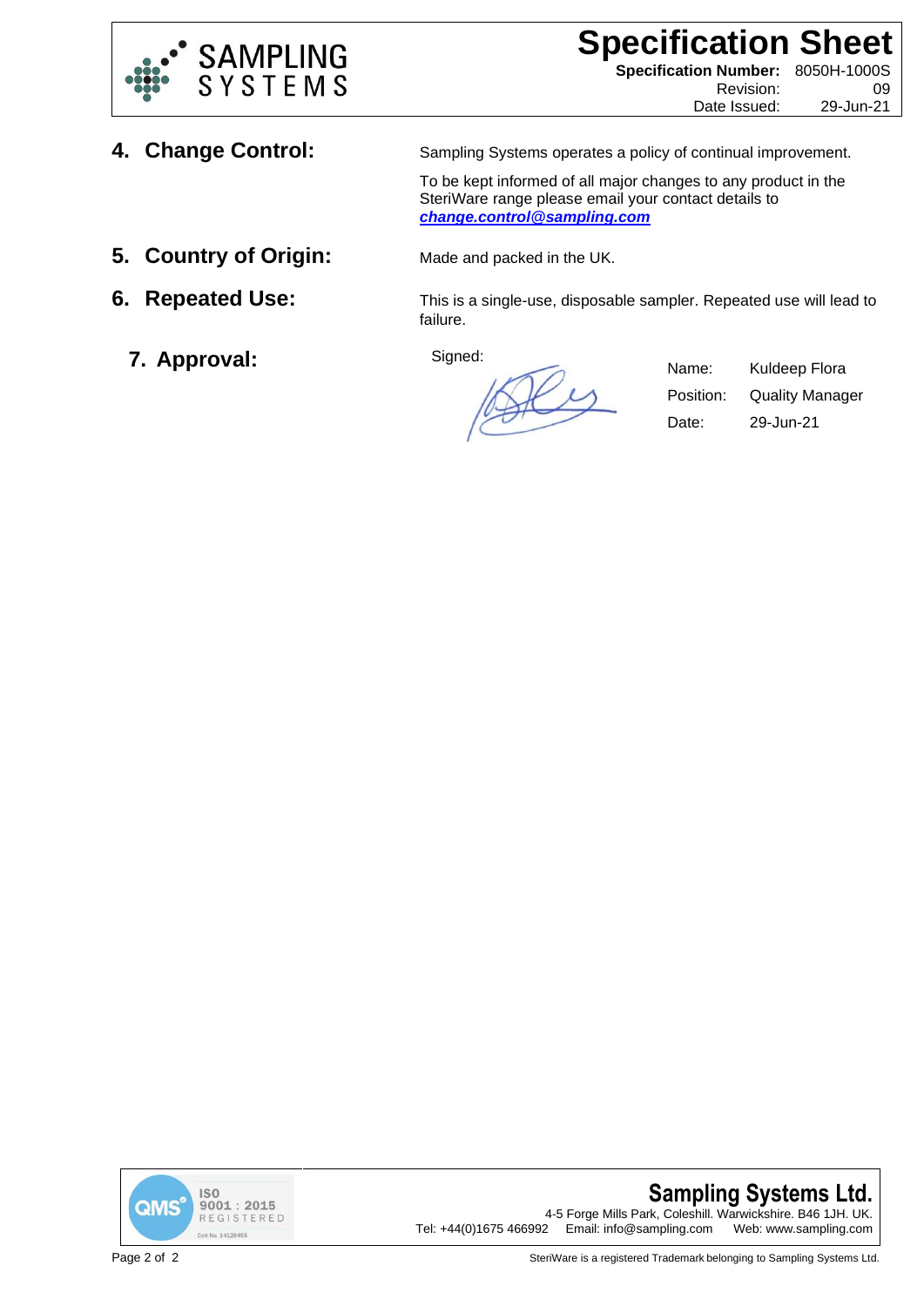## 4. Change Control:

Sampling Systems operates a policy of continual improvement.

To be kept informed of all major changes to any product in the SteriWare range please email your contact details to ***change.control@sampling.com***

## 5. Country of Origin:

Made and packed in the UK.

## 6. Repeated Use:

This is a single-use, disposable sampler. Repeated use will lead to failure.

## 7. Approval:

Signed:

| | |
|---|---|
| Name: | Kuldeep Flora |
| Position: | Quality Manager |
| Date: | 29-Jun-21 |

**Sampling Systems Ltd.**
4-5 Forge Mills Park, Coleshill. Warwickshire. B46 1JH. UK.
Tel: +44(0)1675 466992 Email: info@sampling.com Web: www.sampling.com

SteriWare is a registered Trademark belonging to Sampling Systems Ltd.